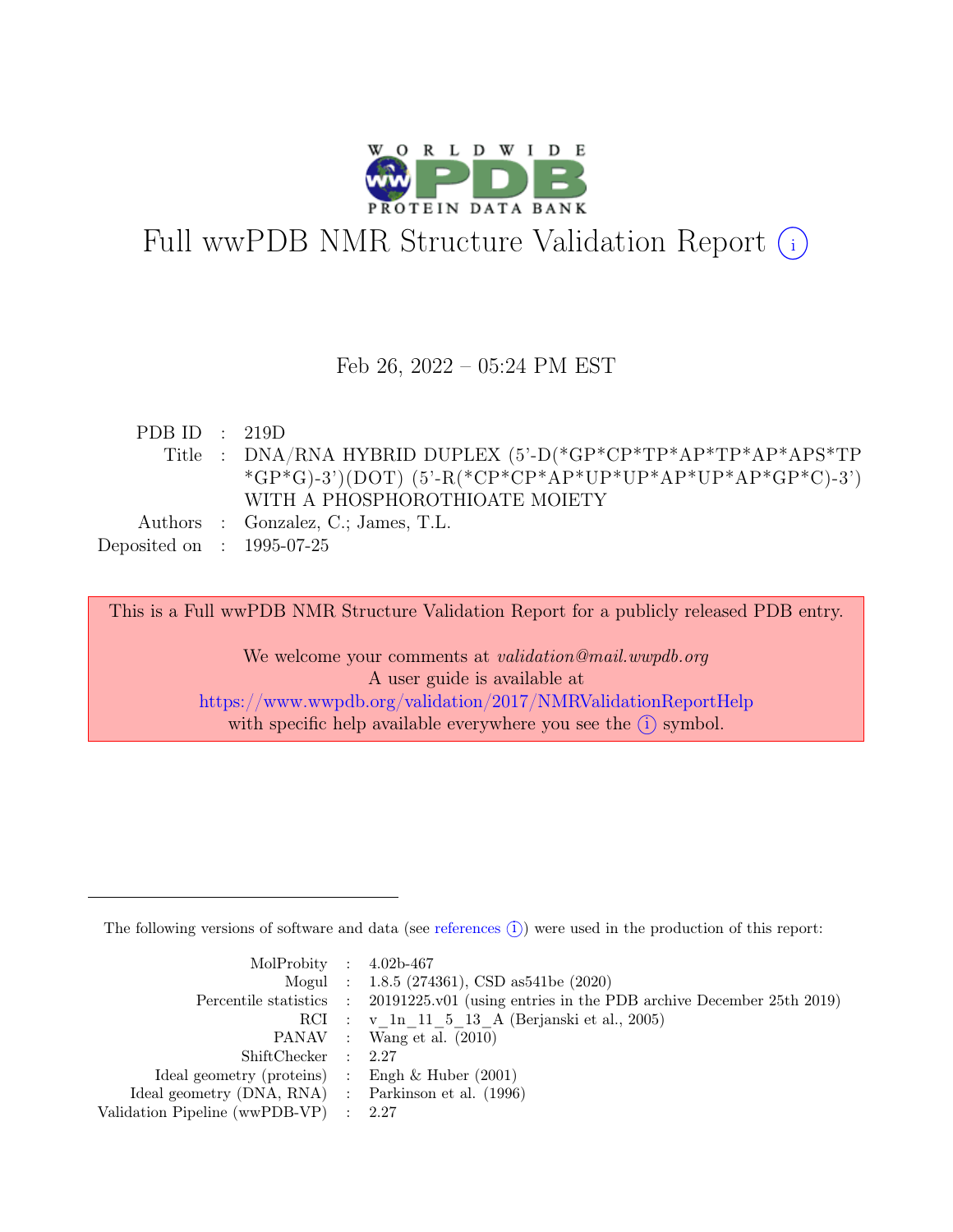# Full wwPDB NMR Structure Validation Report (i)

Feb 26, 2022 – 05:24 PM EST

| | | |
|---|---|---|
| PDB ID | : | 219D |
| Title | : | DNA/RNA HYBRID DUPLEX (5'-D(*GP*CP*TP*AP*TP*AP*APS*TP*GP*G)-3')(DOT) (5'-R(*CP*CP*AP*UP*UP*AP*UP*AP*GP*C)-3') WITH A PHOSPHOROTHIOATE MOIETY |
| Authors | : | Gonzalez, C.; James, T.L. |
| Deposited on | : | 1995-07-25 |

This is a Full wwPDB NMR Structure Validation Report for a publicly released PDB entry.

We welcome your comments at *validation@mail.wwpdb.org*
A user guide is available at
https://www.wwpdb.org/validation/2017/NMRValidationReportHelp
with specific help available everywhere you see the (i) symbol.

---

The following versions of software and data (see references (i)) were used in the production of this report:

| | | |
|---|---|---|
| MolProbity | : | 4.02b-467 |
| Mogul | : | 1.8.5 (274361), CSD as541be (2020) |
| Percentile statistics | : | 20191225.v01 (using entries in the PDB archive December 25th 2019) |
| RCI | : | v_1n_11_5_13_A (Berjanski et al., 2005) |
| PANAV | : | Wang et al. (2010) |
| ShiftChecker | : | 2.27 |
| Ideal geometry (proteins) | : | Engh & Huber (2001) |
| Ideal geometry (DNA, RNA) | : | Parkinson et al. (1996) |
| Validation Pipeline (wwPDB-VP) | : | 2.27 |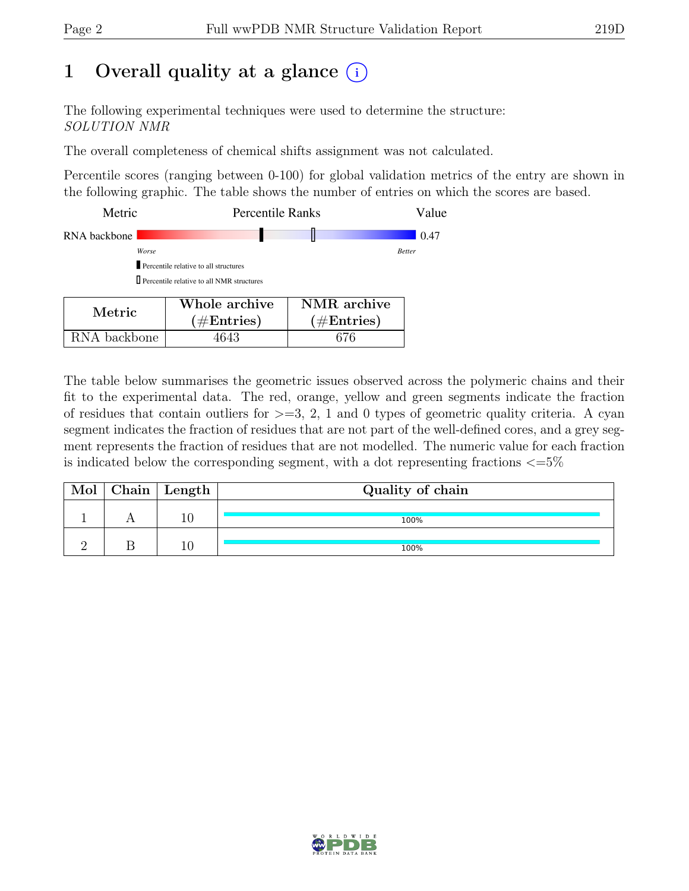# 1 Overall quality at a glance (i)

The following experimental techniques were used to determine the structure:
*SOLUTION NMR*

The overall completeness of chemical shifts assignment was not calculated.

Percentile scores (ranging between 0-100) for global validation metrics of the entry are shown in the following graphic. The table shows the number of entries on which the scores are based.

| Metric | Percentile Ranks | Value |
|---|---|---|
| RNA backbone | | 0.47 |

*Worse* — *Better*

▮ Percentile relative to all structures

▯ Percentile relative to all NMR structures

| Metric | Whole archive (#Entries) | NMR archive (#Entries) |
|---|---|---|
| RNA backbone | 4643 | 676 |

The table below summarises the geometric issues observed across the polymeric chains and their fit to the experimental data. The red, orange, yellow and green segments indicate the fraction of residues that contain outliers for >=3, 2, 1 and 0 types of geometric quality criteria. A cyan segment indicates the fraction of residues that are not part of the well-defined cores, and a grey segment represents the fraction of residues that are not modelled. The numeric value for each fraction is indicated below the corresponding segment, with a dot representing fractions <=5%

| Mol | Chain | Length | Quality of chain |
|---|---|---|---|
| 1 | A | 10 | 100% |
| 2 | B | 10 | 100% |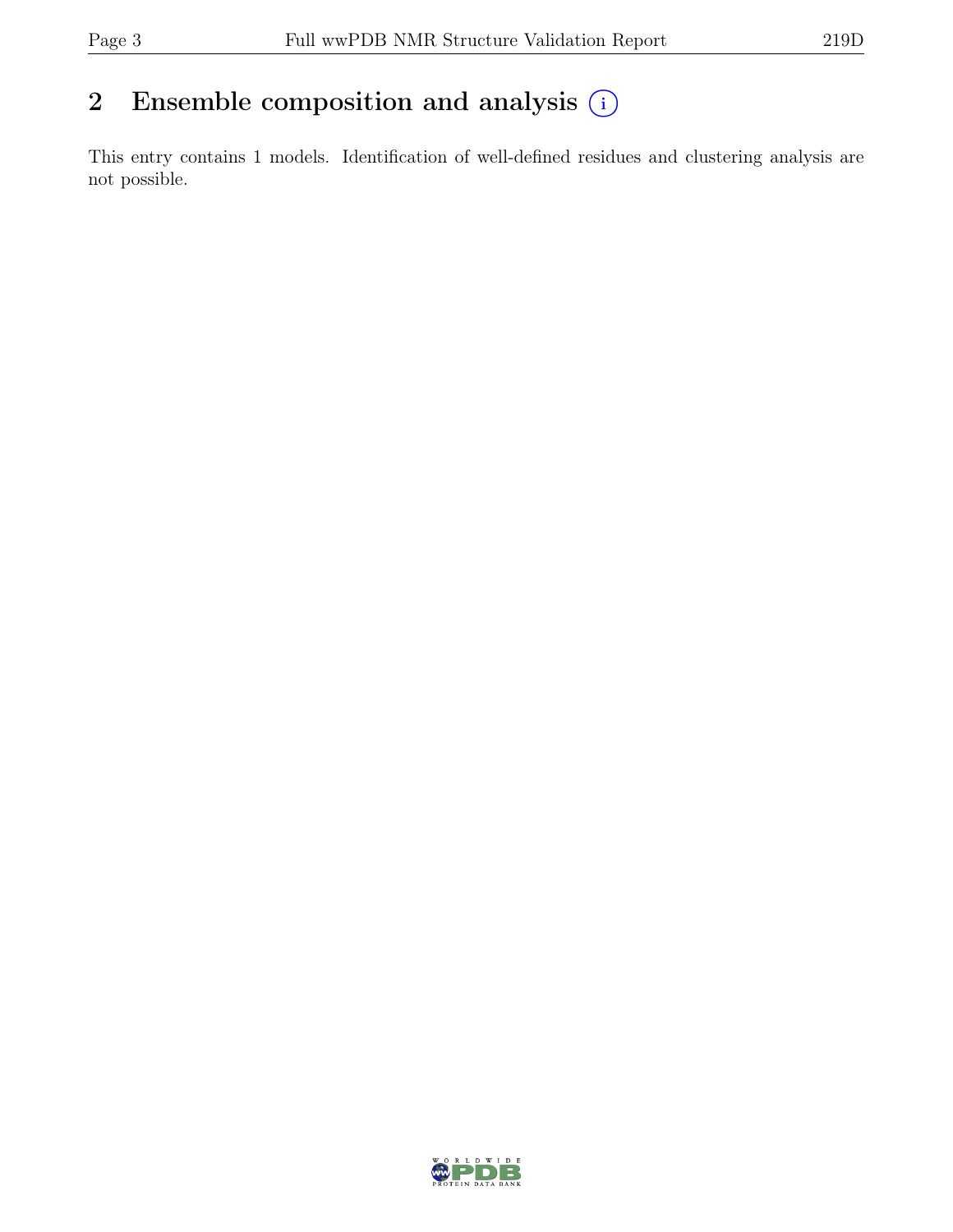## 2 Ensemble composition and analysis (i)

This entry contains 1 models. Identification of well-defined residues and clustering analysis are not possible.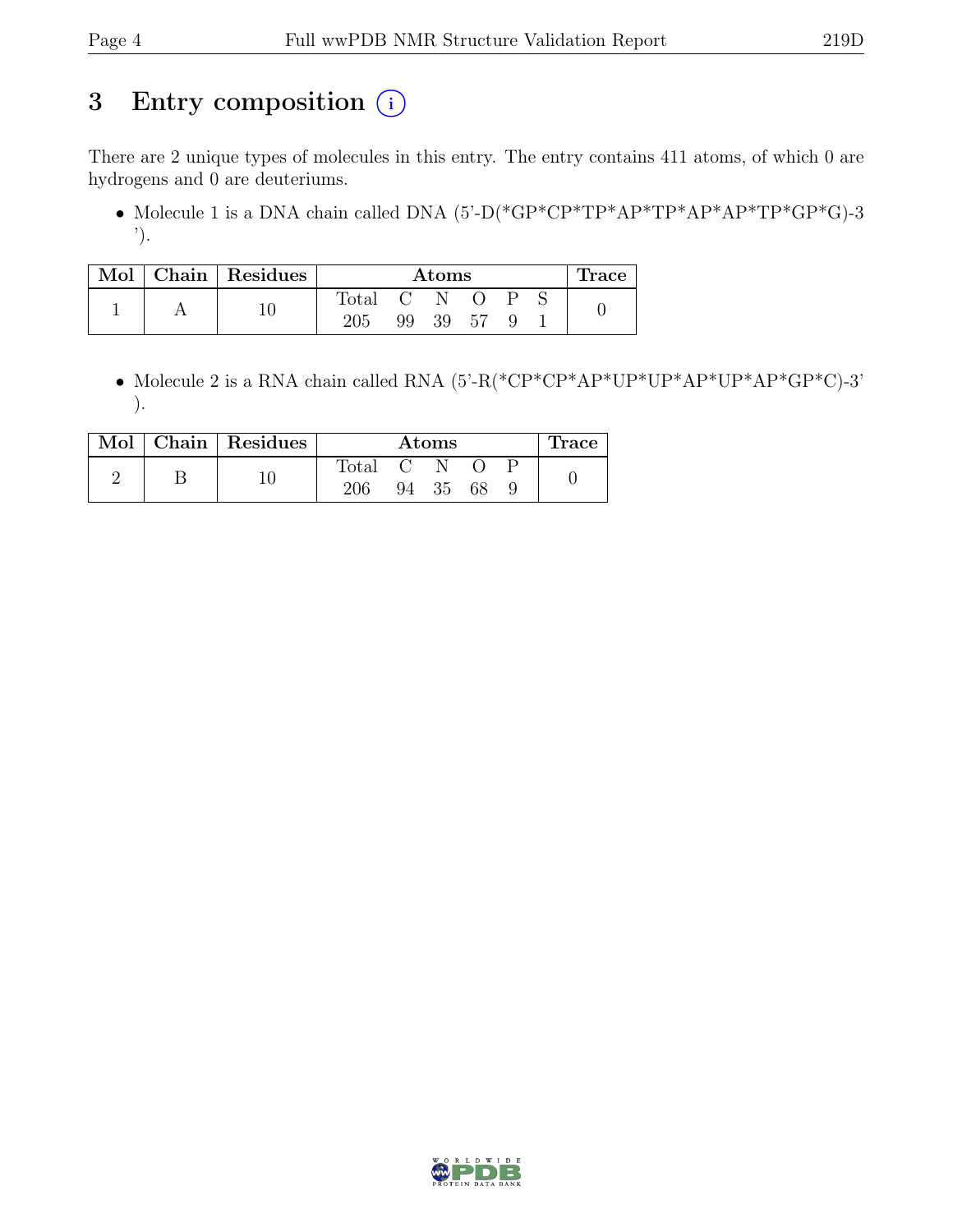# 3 Entry composition (i)

There are 2 unique types of molecules in this entry. The entry contains 411 atoms, of which 0 are hydrogens and 0 are deuteriums.

- Molecule 1 is a DNA chain called DNA (5'-D(*GP*CP*TP*AP*TP*AP*AP*TP*GP*G)-3 ').

| Mol | Chain | Residues | Atoms | | | | | | Trace |
|---|---|---|---|---|---|---|---|---|---|
| | | | Total | C | N | O | P | S | |
| 1 | A | 10 | 205 | 99 | 39 | 57 | 9 | 1 | 0 |

- Molecule 2 is a RNA chain called RNA (5'-R(*CP*CP*AP*UP*UP*AP*UP*AP*GP*C)-3' ).

| Mol | Chain | Residues | Atoms | | | | | Trace |
|---|---|---|---|---|---|---|---|---|
| | | | Total | C | N | O | P | |
| 2 | B | 10 | 206 | 94 | 35 | 68 | 9 | 0 |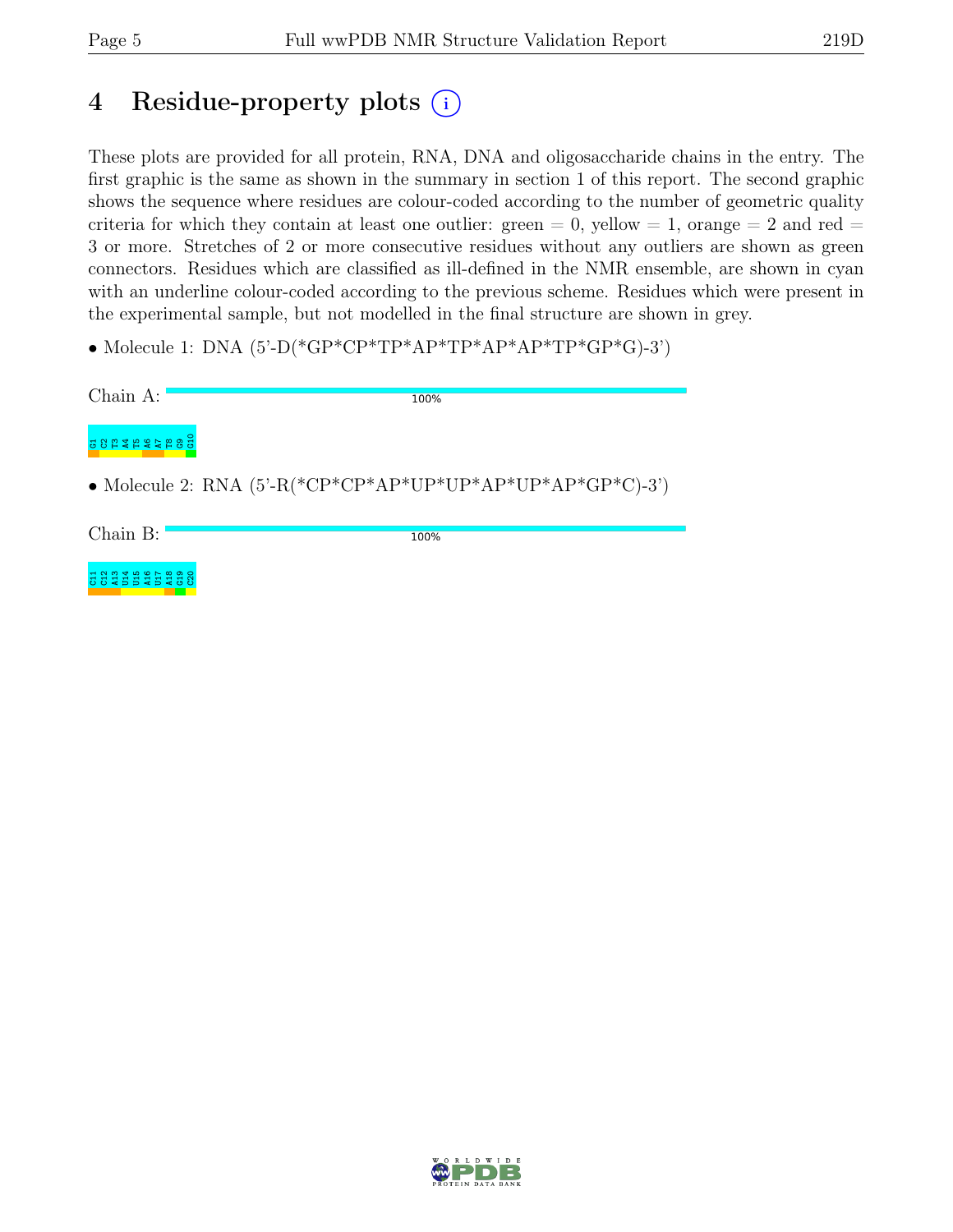# 4 Residue-property plots (i)

These plots are provided for all protein, RNA, DNA and oligosaccharide chains in the entry. The first graphic is the same as shown in the summary in section 1 of this report. The second graphic shows the sequence where residues are colour-coded according to the number of geometric quality criteria for which they contain at least one outlier: green = 0, yellow = 1, orange = 2 and red = 3 or more. Stretches of 2 or more consecutive residues without any outliers are shown as green connectors. Residues which are classified as ill-defined in the NMR ensemble, are shown in cyan with an underline colour-coded according to the previous scheme. Residues which were present in the experimental sample, but not modelled in the final structure are shown in grey.

- Molecule 1: DNA (5'-D(*GP*CP*TP*AP*TP*AP*AP*TP*GP*G)-3')

Chain A: 100%

G1 C2 T3 A4 T5 A6 A7 T8 G9 G10

- Molecule 2: RNA (5'-R(*CP*CP*AP*UP*UP*AP*UP*AP*GP*C)-3')

Chain B: 100%

C11 C12 A13 U14 U15 A16 U17 A18 G19 C20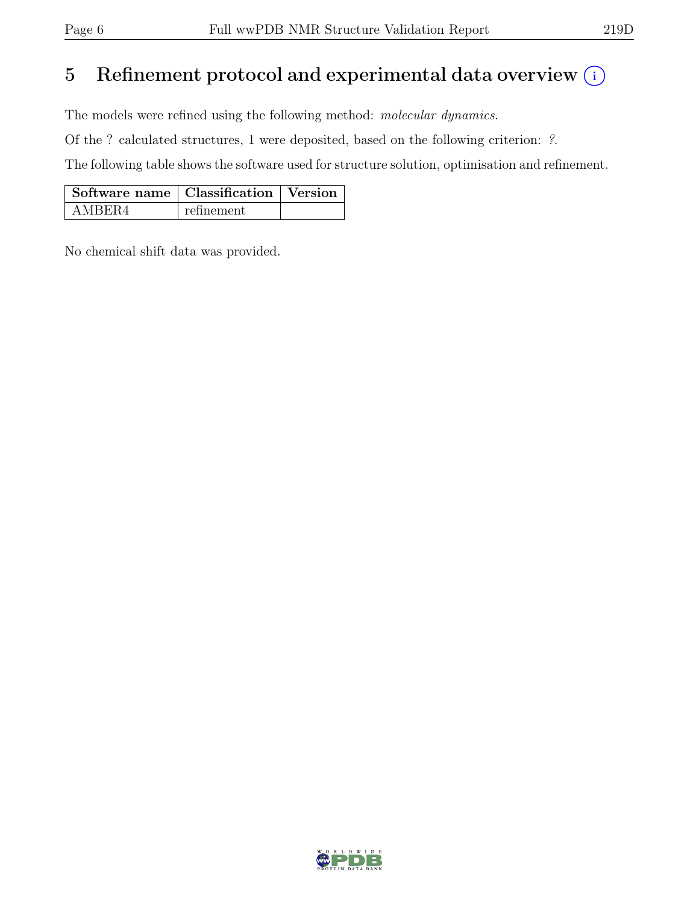# 5 Refinement protocol and experimental data overview (i)

The models were refined using the following method: *molecular dynamics*.

Of the ? calculated structures, 1 were deposited, based on the following criterion: *?*.

The following table shows the software used for structure solution, optimisation and refinement.

| Software name | Classification | Version |
| --- | --- | --- |
| AMBER4 | refinement | |

No chemical shift data was provided.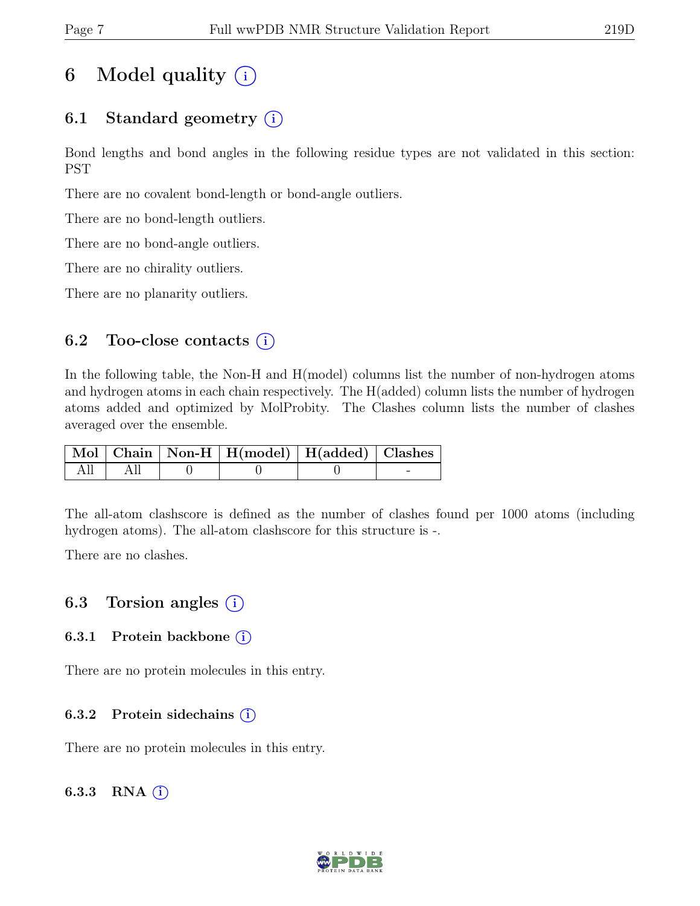# 6 Model quality (i)

## 6.1 Standard geometry (i)

Bond lengths and bond angles in the following residue types are not validated in this section: PST

There are no covalent bond-length or bond-angle outliers.

There are no bond-length outliers.

There are no bond-angle outliers.

There are no chirality outliers.

There are no planarity outliers.

## 6.2 Too-close contacts (i)

In the following table, the Non-H and H(model) columns list the number of non-hydrogen atoms and hydrogen atoms in each chain respectively. The H(added) column lists the number of hydrogen atoms added and optimized by MolProbity. The Clashes column lists the number of clashes averaged over the ensemble.

| Mol | Chain | Non-H | H(model) | H(added) | Clashes |
|---|---|---|---|---|---|
| All | All | 0 | 0 | 0 | - |

The all-atom clashscore is defined as the number of clashes found per 1000 atoms (including hydrogen atoms). The all-atom clashscore for this structure is -.

There are no clashes.

## 6.3 Torsion angles (i)

### 6.3.1 Protein backbone (i)

There are no protein molecules in this entry.

### 6.3.2 Protein sidechains (i)

There are no protein molecules in this entry.

### 6.3.3 RNA (i)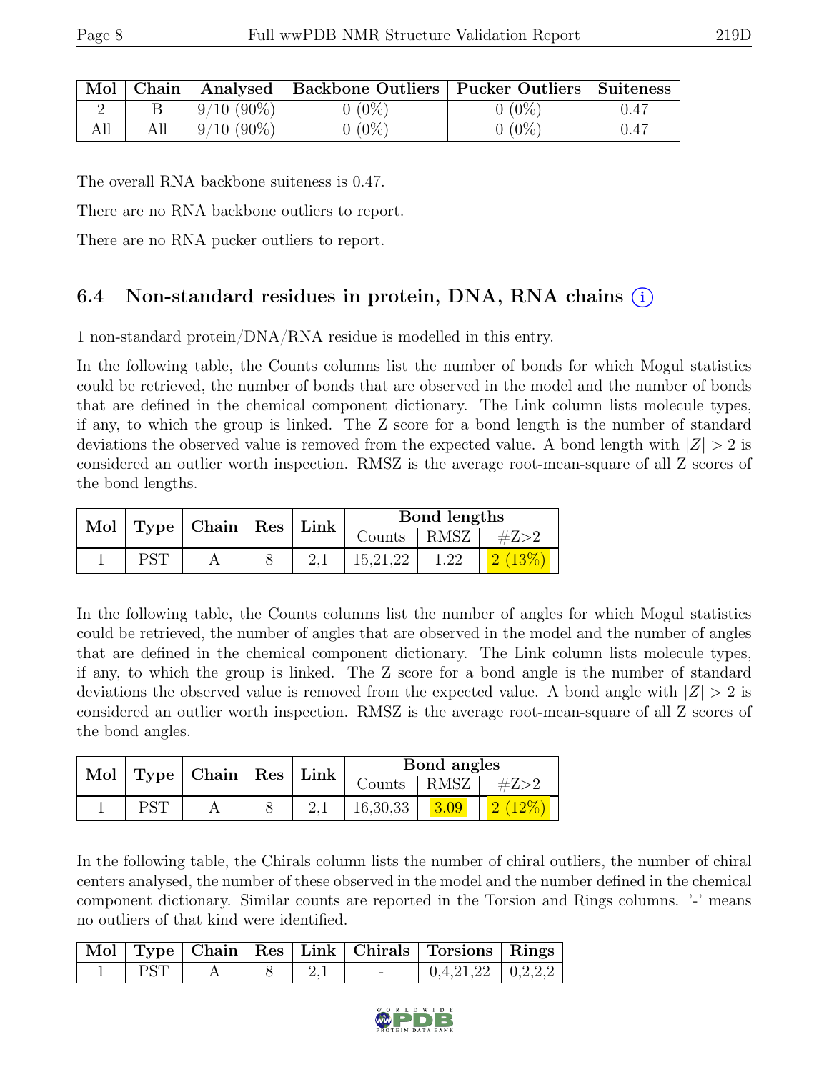| Mol | Chain | Analysed | Backbone Outliers | Pucker Outliers | Suiteness |
|---|---|---|---|---|---|
| 2 | B | 9/10 (90%) | 0 (0%) | 0 (0%) | 0.47 |
| All | All | 9/10 (90%) | 0 (0%) | 0 (0%) | 0.47 |

The overall RNA backbone suiteness is 0.47.

There are no RNA backbone outliers to report.

There are no RNA pucker outliers to report.

## 6.4 Non-standard residues in protein, DNA, RNA chains (i)

1 non-standard protein/DNA/RNA residue is modelled in this entry.

In the following table, the Counts columns list the number of bonds for which Mogul statistics could be retrieved, the number of bonds that are observed in the model and the number of bonds that are defined in the chemical component dictionary. The Link column lists molecule types, if any, to which the group is linked. The Z score for a bond length is the number of standard deviations the observed value is removed from the expected value. A bond length with $|Z| > 2$ is considered an outlier worth inspection. RMSZ is the average root-mean-square of all Z scores of the bond lengths.

| Mol | Type | Chain | Res | Link | Bond lengths | | |
|---|---|---|---|---|---|---|---|
| | | | | | Counts | RMSZ | #Z>2 |
| 1 | PST | A | 8 | 2,1 | 15,21,22 | 1.22 | 2 (13%) |

In the following table, the Counts columns list the number of angles for which Mogul statistics could be retrieved, the number of angles that are observed in the model and the number of angles that are defined in the chemical component dictionary. The Link column lists molecule types, if any, to which the group is linked. The Z score for a bond angle is the number of standard deviations the observed value is removed from the expected value. A bond angle with $|Z| > 2$ is considered an outlier worth inspection. RMSZ is the average root-mean-square of all Z scores of the bond angles.

| Mol | Type | Chain | Res | Link | Bond angles | | |
|---|---|---|---|---|---|---|---|
| | | | | | Counts | RMSZ | #Z>2 |
| 1 | PST | A | 8 | 2,1 | 16,30,33 | 3.09 | 2 (12%) |

In the following table, the Chirals column lists the number of chiral outliers, the number of chiral centers analysed, the number of these observed in the model and the number defined in the chemical component dictionary. Similar counts are reported in the Torsion and Rings columns. '-' means no outliers of that kind were identified.

| Mol | Type | Chain | Res | Link | Chirals | Torsions | Rings |
|---|---|---|---|---|---|---|---|
| 1 | PST | A | 8 | 2,1 | - | 0,4,21,22 | 0,2,2,2 |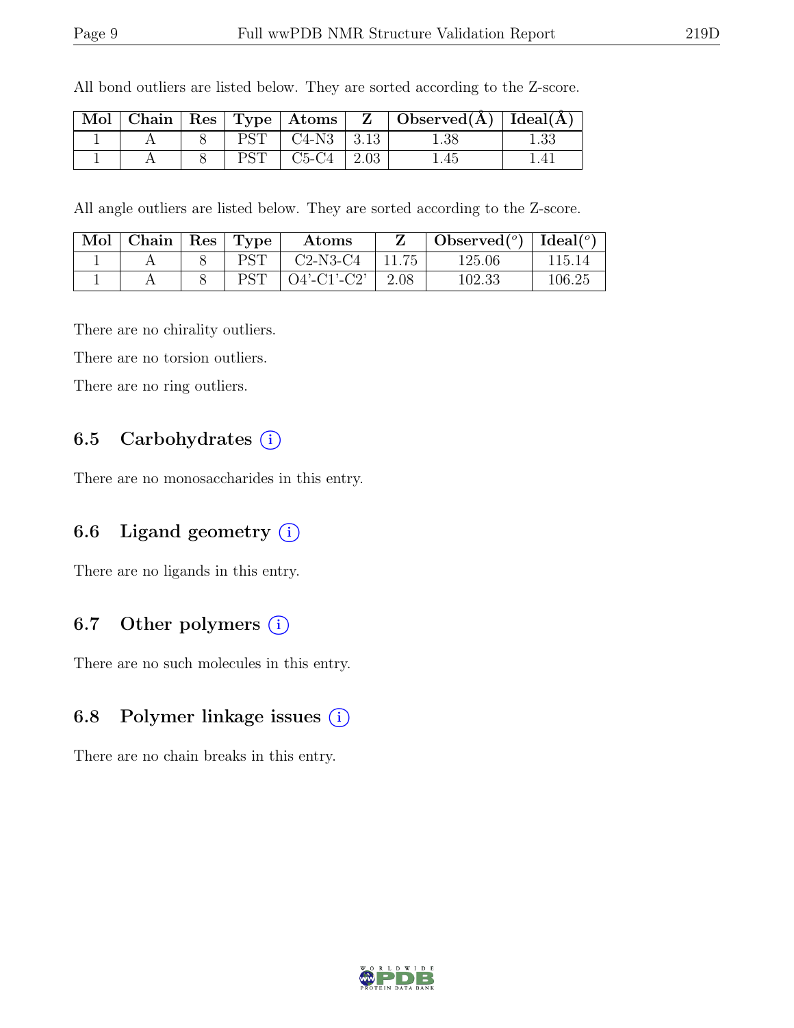All bond outliers are listed below. They are sorted according to the Z-score.

| Mol | Chain | Res | Type | Atoms | Z | Observed(Å) | Ideal(Å) |
|---|---|---|---|---|---|---|---|
| 1 | A | 8 | PST | C4-N3 | 3.13 | 1.38 | 1.33 |
| 1 | A | 8 | PST | C5-C4 | 2.03 | 1.45 | 1.41 |

All angle outliers are listed below. They are sorted according to the Z-score.

| Mol | Chain | Res | Type | Atoms | Z | Observed(°) | Ideal(°) |
|---|---|---|---|---|---|---|---|
| 1 | A | 8 | PST | C2-N3-C4 | 11.75 | 125.06 | 115.14 |
| 1 | A | 8 | PST | O4'-C1'-C2' | 2.08 | 102.33 | 106.25 |

There are no chirality outliers.

There are no torsion outliers.

There are no ring outliers.

## 6.5 Carbohydrates (i)

There are no monosaccharides in this entry.

## 6.6 Ligand geometry (i)

There are no ligands in this entry.

## 6.7 Other polymers (i)

There are no such molecules in this entry.

## 6.8 Polymer linkage issues (i)

There are no chain breaks in this entry.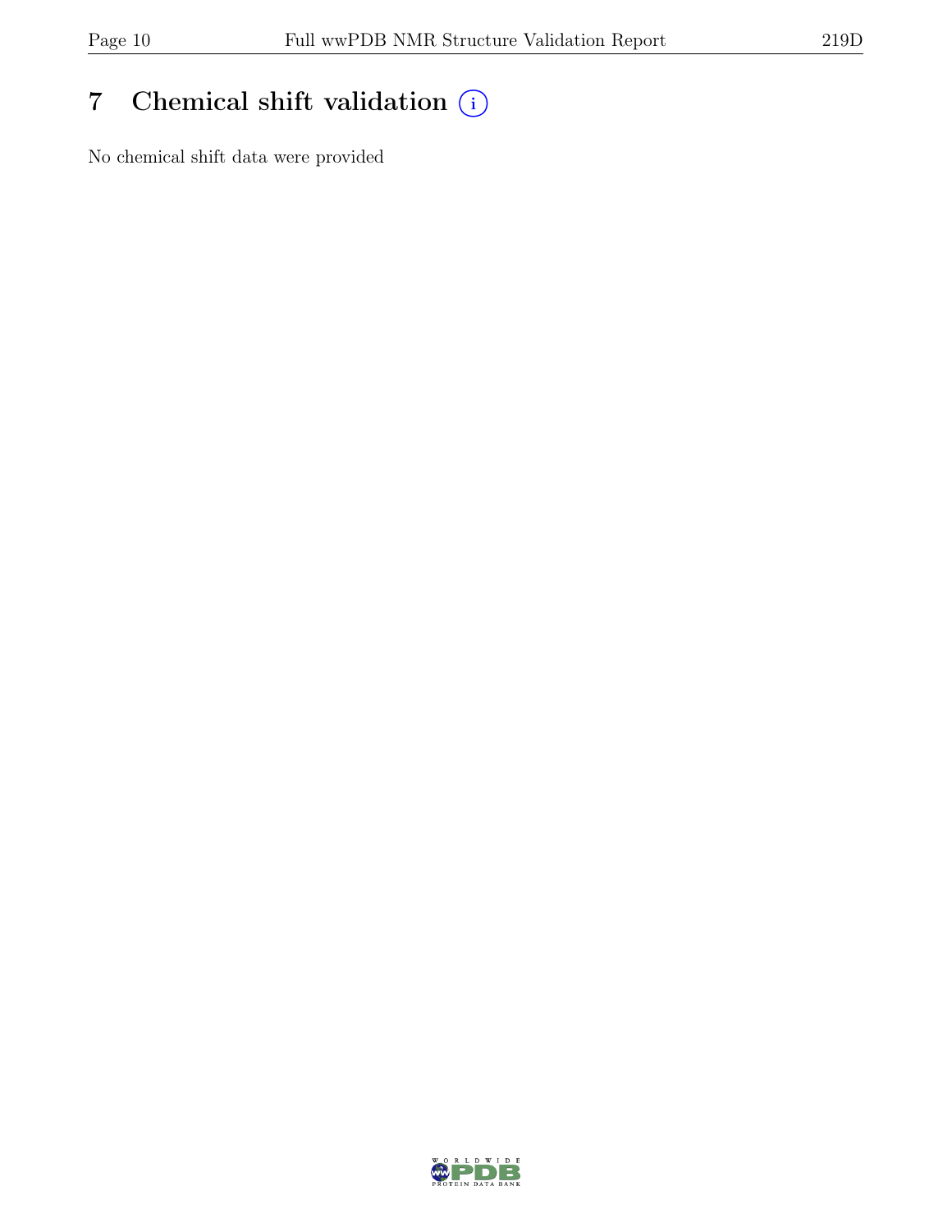# 7 Chemical shift validation

No chemical shift data were provided